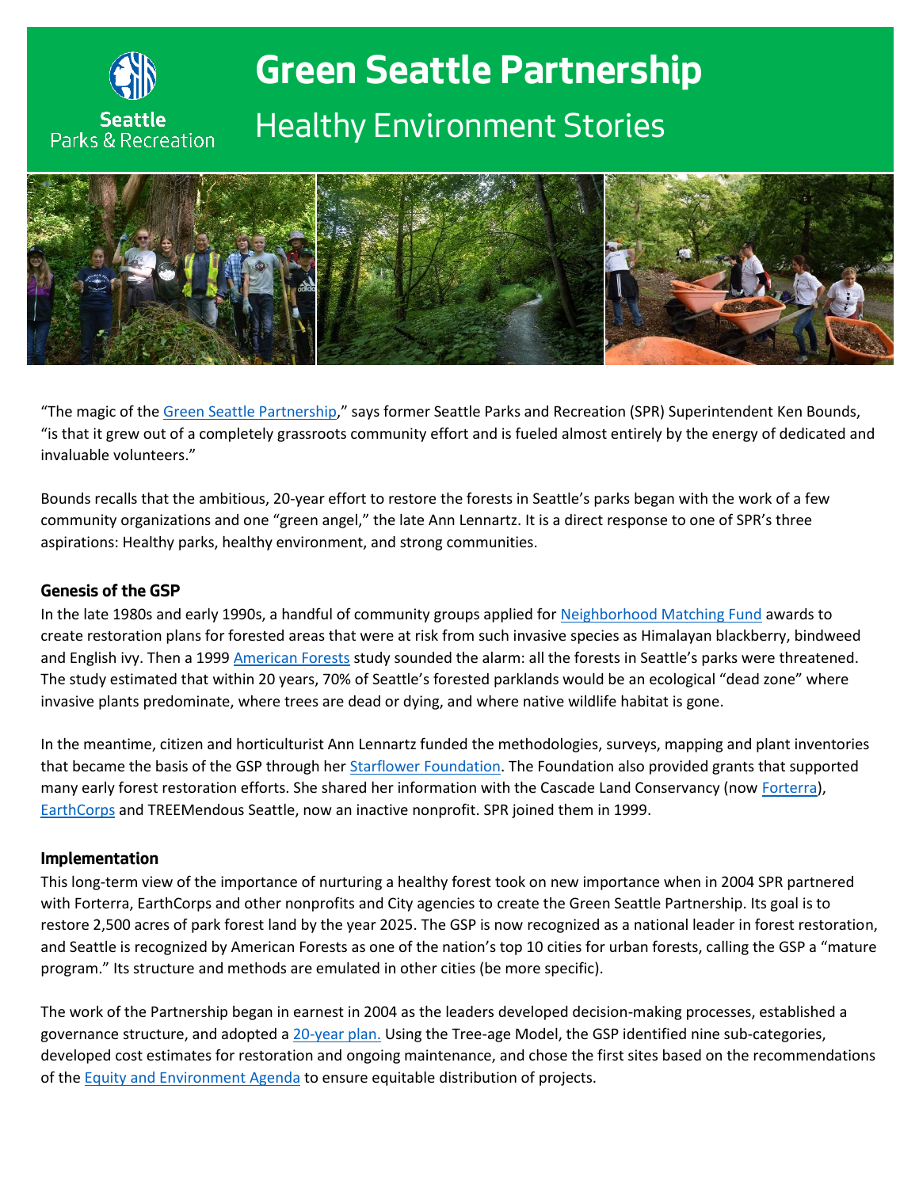# Green Seattle Partnership

## Healthy Environment Stories

"The magic of the Green Seattle Partnership," says former Seattle Parks and Recreation (SPR) Superintendent Ken Bounds, "is that it grew out of a completely grassroots community effort and is fueled almost entirely by the energy of dedicated and invaluable volunteers."

Bounds recalls that the ambitious, 20-year effort to restore the forests in Seattle's parks began with the work of a few community organizations and one "green angel," the late Ann Lennartz. It is a direct response to one of SPR's three aspirations: Healthy parks, healthy environment, and strong communities.

### Genesis of the GSP

In the late 1980s and early 1990s, a handful of community groups applied for Neighborhood Matching Fund awards to create restoration plans for forested areas that were at risk from such invasive species as Himalayan blackberry, bindweed and English ivy. Then a 1999 American Forests study sounded the alarm: all the forests in Seattle's parks were threatened. The study estimated that within 20 years, 70% of Seattle's forested parklands would be an ecological "dead zone" where invasive plants predominate, where trees are dead or dying, and where native wildlife habitat is gone.

In the meantime, citizen and horticulturist Ann Lennartz funded the methodologies, surveys, mapping and plant inventories that became the basis of the GSP through her Starflower Foundation. The Foundation also provided grants that supported many early forest restoration efforts. She shared her information with the Cascade Land Conservancy (now Forterra), EarthCorps and TREEMendous Seattle, now an inactive nonprofit. SPR joined them in 1999.

### Implementation

This long-term view of the importance of nurturing a healthy forest took on new importance when in 2004 SPR partnered with Forterra, EarthCorps and other nonprofits and City agencies to create the Green Seattle Partnership. Its goal is to restore 2,500 acres of park forest land by the year 2025. The GSP is now recognized as a national leader in forest restoration, and Seattle is recognized by American Forests as one of the nation's top 10 cities for urban forests, calling the GSP a "mature program." Its structure and methods are emulated in other cities (be more specific).

The work of the Partnership began in earnest in 2004 as the leaders developed decision-making processes, established a governance structure, and adopted a 20-year plan. Using the Tree-age Model, the GSP identified nine sub-categories, developed cost estimates for restoration and ongoing maintenance, and chose the first sites based on the recommendations of the Equity and Environment Agenda to ensure equitable distribution of projects.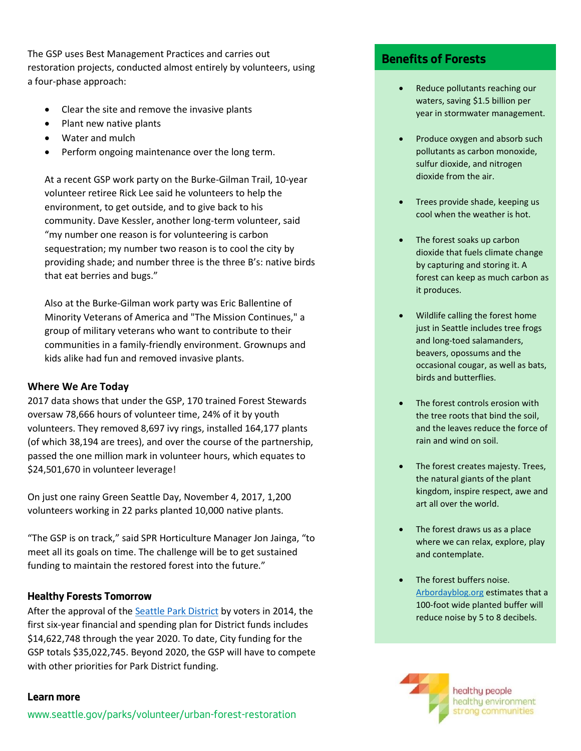The GSP uses Best Management Practices and carries out restoration projects, conducted almost entirely by volunteers, using a four-phase approach:

- Clear the site and remove the invasive plants
- Plant new native plants
- Water and mulch
- Perform ongoing maintenance over the long term.

At a recent GSP work party on the Burke-Gilman Trail, 10-year volunteer retiree Rick Lee said he volunteers to help the environment, to get outside, and to give back to his community. Dave Kessler, another long-term volunteer, said "my number one reason is for volunteering is carbon sequestration; my number two reason is to cool the city by providing shade; and number three is the three B's: native birds that eat berries and bugs."

Also at the Burke-Gilman work party was Eric Ballentine of Minority Veterans of America and "The Mission Continues," a group of military veterans who want to contribute to their communities in a family-friendly environment. Grownups and kids alike had fun and removed invasive plants.

### Where We Are Today

2017 data shows that under the GSP, 170 trained Forest Stewards oversaw 78,666 hours of volunteer time, 24% of it by youth volunteers. They removed 8,697 ivy rings, installed 164,177 plants (of which 38,194 are trees), and over the course of the partnership, passed the one million mark in volunteer hours, which equates to $24,501,670 in volunteer leverage!

On just one rainy Green Seattle Day, November 4, 2017, 1,200 volunteers working in 22 parks planted 10,000 native plants.

"The GSP is on track," said SPR Horticulture Manager Jon Jainga, "to meet all its goals on time. The challenge will be to get sustained funding to maintain the restored forest into the future."

### Healthy Forests Tomorrow

After the approval of the Seattle Park District by voters in 2014, the first six-year financial and spending plan for District funds includes $14,622,748 through the year 2020. To date, City funding for the GSP totals $35,022,745. Beyond 2020, the GSP will have to compete with other priorities for Park District funding.

### Learn more

www.seattle.gov/parks/volunteer/urban-forest-restoration

## Benefits of Forests

- Reduce pollutants reaching our waters, saving $1.5 billion per year in stormwater management.
- Produce oxygen and absorb such pollutants as carbon monoxide, sulfur dioxide, and nitrogen dioxide from the air.
- Trees provide shade, keeping us cool when the weather is hot.
- The forest soaks up carbon dioxide that fuels climate change by capturing and storing it. A forest can keep as much carbon as it produces.
- Wildlife calling the forest home just in Seattle includes tree frogs and long-toed salamanders, beavers, opossums and the occasional cougar, as well as bats, birds and butterflies.
- The forest controls erosion with the tree roots that bind the soil, and the leaves reduce the force of rain and wind on soil.
- The forest creates majesty. Trees, the natural giants of the plant kingdom, inspire respect, awe and art all over the world.
- The forest draws us as a place where we can relax, explore, play and contemplate.
- The forest buffers noise. Arbordayblog.org estimates that a 100-foot wide planted buffer will reduce noise by 5 to 8 decibels.

healthy people
healthy environment
strong communities